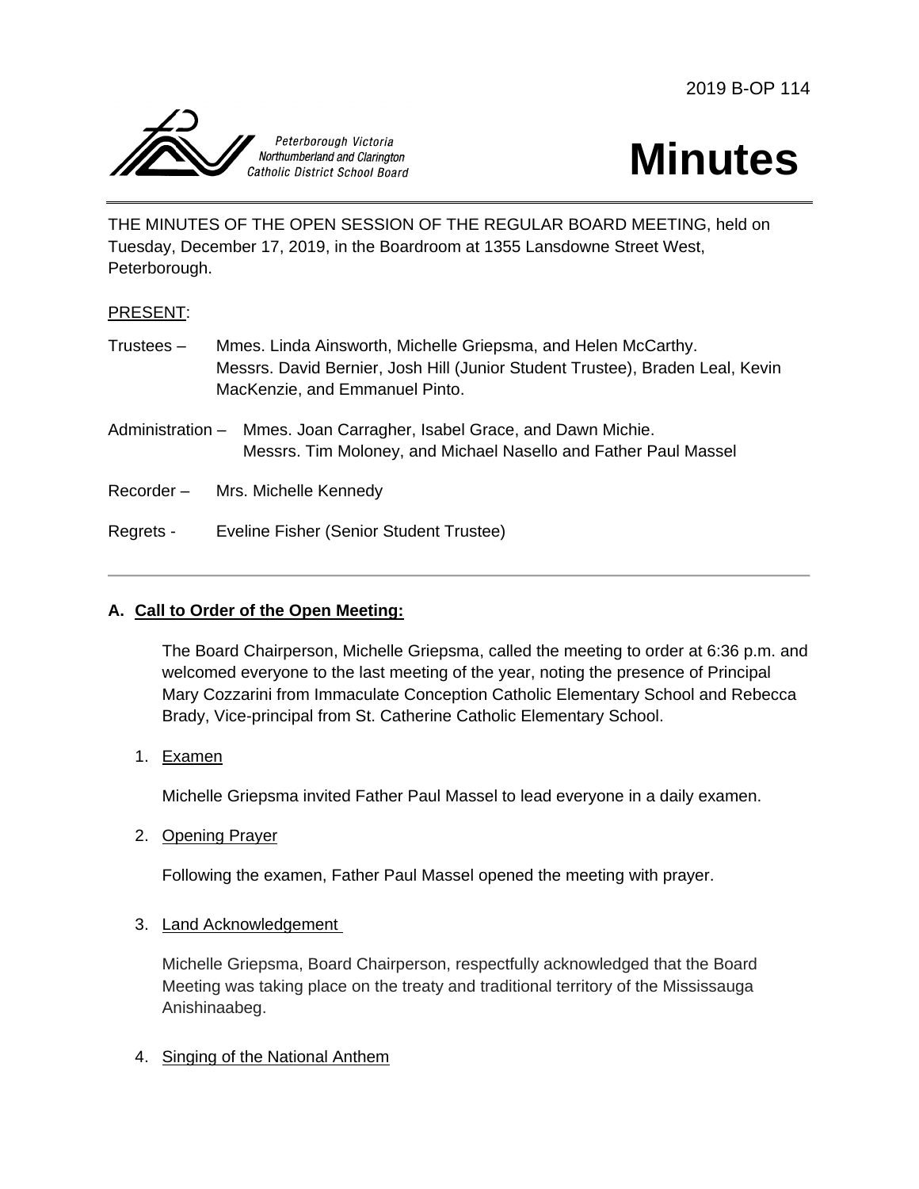2019 B-OP 114

Peterborough Victoria
Northumberland and Clarington
Catholic District School Board

# Minutes

THE MINUTES OF THE OPEN SESSION OF THE REGULAR BOARD MEETING, held on Tuesday, December 17, 2019, in the Boardroom at 1355 Lansdowne Street West, Peterborough.

PRESENT:

Trustees – Mmes. Linda Ainsworth, Michelle Griepsma, and Helen McCarthy.
Messrs. David Bernier, Josh Hill (Junior Student Trustee), Braden Leal, Kevin MacKenzie, and Emmanuel Pinto.

Administration – Mmes. Joan Carragher, Isabel Grace, and Dawn Michie.
Messrs. Tim Moloney, and Michael Nasello and Father Paul Massel

Recorder – Mrs. Michelle Kennedy

Regrets - Eveline Fisher (Senior Student Trustee)

---

## A. Call to Order of the Open Meeting:

The Board Chairperson, Michelle Griepsma, called the meeting to order at 6:36 p.m. and welcomed everyone to the last meeting of the year, noting the presence of Principal Mary Cozzarini from Immaculate Conception Catholic Elementary School and Rebecca Brady, Vice-principal from St. Catherine Catholic Elementary School.

1. Examen

   Michelle Griepsma invited Father Paul Massel to lead everyone in a daily examen.

2. Opening Prayer

   Following the examen, Father Paul Massel opened the meeting with prayer.

3. Land Acknowledgement

   Michelle Griepsma, Board Chairperson, respectfully acknowledged that the Board Meeting was taking place on the treaty and traditional territory of the Mississauga Anishinaabeg.

4. Singing of the National Anthem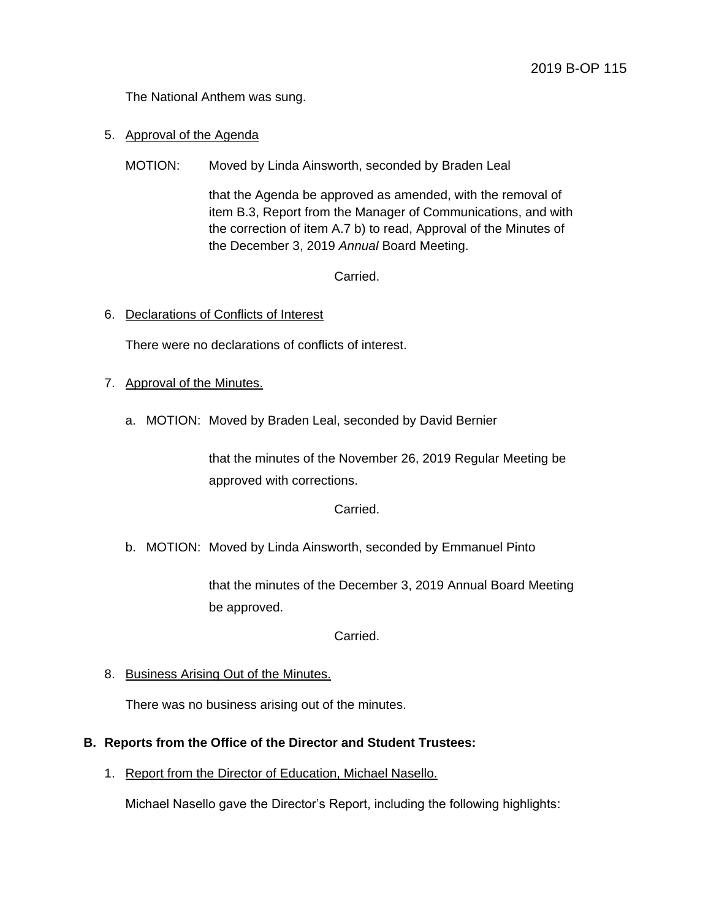The National Anthem was sung.

5. Approval of the Agenda

MOTION: Moved by Linda Ainsworth, seconded by Braden Leal

that the Agenda be approved as amended, with the removal of item B.3, Report from the Manager of Communications, and with the correction of item A.7 b) to read, Approval of the Minutes of the December 3, 2019 *Annual* Board Meeting.

Carried.

6. Declarations of Conflicts of Interest

There were no declarations of conflicts of interest.

7. Approval of the Minutes.

a. MOTION: Moved by Braden Leal, seconded by David Bernier

that the minutes of the November 26, 2019 Regular Meeting be approved with corrections.

Carried.

b. MOTION: Moved by Linda Ainsworth, seconded by Emmanuel Pinto

that the minutes of the December 3, 2019 Annual Board Meeting be approved.

Carried.

8. Business Arising Out of the Minutes.

There was no business arising out of the minutes.

**B. Reports from the Office of the Director and Student Trustees:**

1. Report from the Director of Education, Michael Nasello.

Michael Nasello gave the Director's Report, including the following highlights: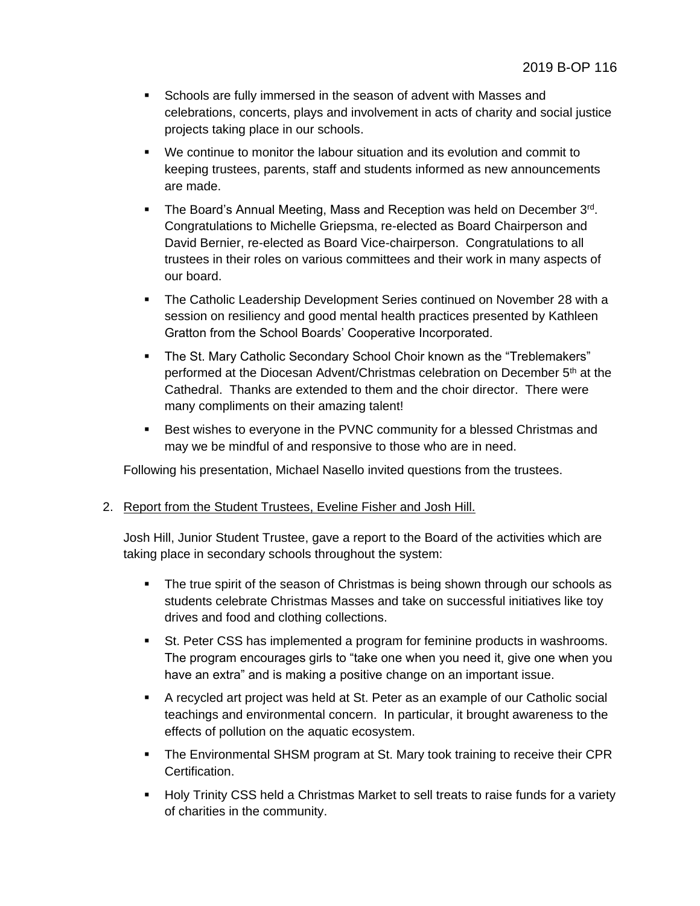- Schools are fully immersed in the season of advent with Masses and celebrations, concerts, plays and involvement in acts of charity and social justice projects taking place in our schools.
- We continue to monitor the labour situation and its evolution and commit to keeping trustees, parents, staff and students informed as new announcements are made.
- The Board's Annual Meeting, Mass and Reception was held on December 3rd. Congratulations to Michelle Griepsma, re-elected as Board Chairperson and David Bernier, re-elected as Board Vice-chairperson. Congratulations to all trustees in their roles on various committees and their work in many aspects of our board.
- The Catholic Leadership Development Series continued on November 28 with a session on resiliency and good mental health practices presented by Kathleen Gratton from the School Boards' Cooperative Incorporated.
- The St. Mary Catholic Secondary School Choir known as the "Treblemakers" performed at the Diocesan Advent/Christmas celebration on December 5th at the Cathedral. Thanks are extended to them and the choir director. There were many compliments on their amazing talent!
- Best wishes to everyone in the PVNC community for a blessed Christmas and may we be mindful of and responsive to those who are in need.

Following his presentation, Michael Nasello invited questions from the trustees.

2. Report from the Student Trustees, Eveline Fisher and Josh Hill.

   Josh Hill, Junior Student Trustee, gave a report to the Board of the activities which are taking place in secondary schools throughout the system:

   - The true spirit of the season of Christmas is being shown through our schools as students celebrate Christmas Masses and take on successful initiatives like toy drives and food and clothing collections.
   - St. Peter CSS has implemented a program for feminine products in washrooms. The program encourages girls to "take one when you need it, give one when you have an extra" and is making a positive change on an important issue.
   - A recycled art project was held at St. Peter as an example of our Catholic social teachings and environmental concern. In particular, it brought awareness to the effects of pollution on the aquatic ecosystem.
   - The Environmental SHSM program at St. Mary took training to receive their CPR Certification.
   - Holy Trinity CSS held a Christmas Market to sell treats to raise funds for a variety of charities in the community.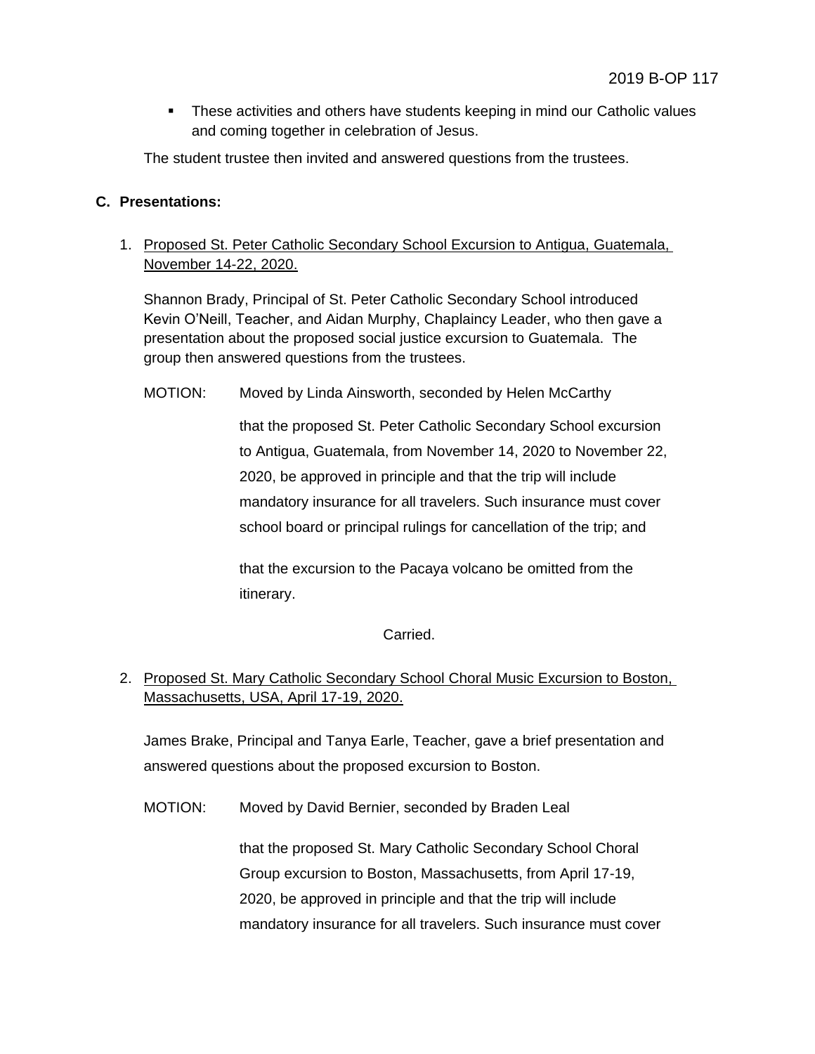- These activities and others have students keeping in mind our Catholic values and coming together in celebration of Jesus.

The student trustee then invited and answered questions from the trustees.

## C. Presentations:

1. Proposed St. Peter Catholic Secondary School Excursion to Antigua, Guatemala, November 14-22, 2020.

   Shannon Brady, Principal of St. Peter Catholic Secondary School introduced Kevin O'Neill, Teacher, and Aidan Murphy, Chaplaincy Leader, who then gave a presentation about the proposed social justice excursion to Guatemala. The group then answered questions from the trustees.

   MOTION: Moved by Linda Ainsworth, seconded by Helen McCarthy

   that the proposed St. Peter Catholic Secondary School excursion to Antigua, Guatemala, from November 14, 2020 to November 22, 2020, be approved in principle and that the trip will include mandatory insurance for all travelers. Such insurance must cover school board or principal rulings for cancellation of the trip; and

   that the excursion to the Pacaya volcano be omitted from the itinerary.

   Carried.

2. Proposed St. Mary Catholic Secondary School Choral Music Excursion to Boston, Massachusetts, USA, April 17-19, 2020.

   James Brake, Principal and Tanya Earle, Teacher, gave a brief presentation and answered questions about the proposed excursion to Boston.

   MOTION: Moved by David Bernier, seconded by Braden Leal

   that the proposed St. Mary Catholic Secondary School Choral Group excursion to Boston, Massachusetts, from April 17-19, 2020, be approved in principle and that the trip will include mandatory insurance for all travelers. Such insurance must cover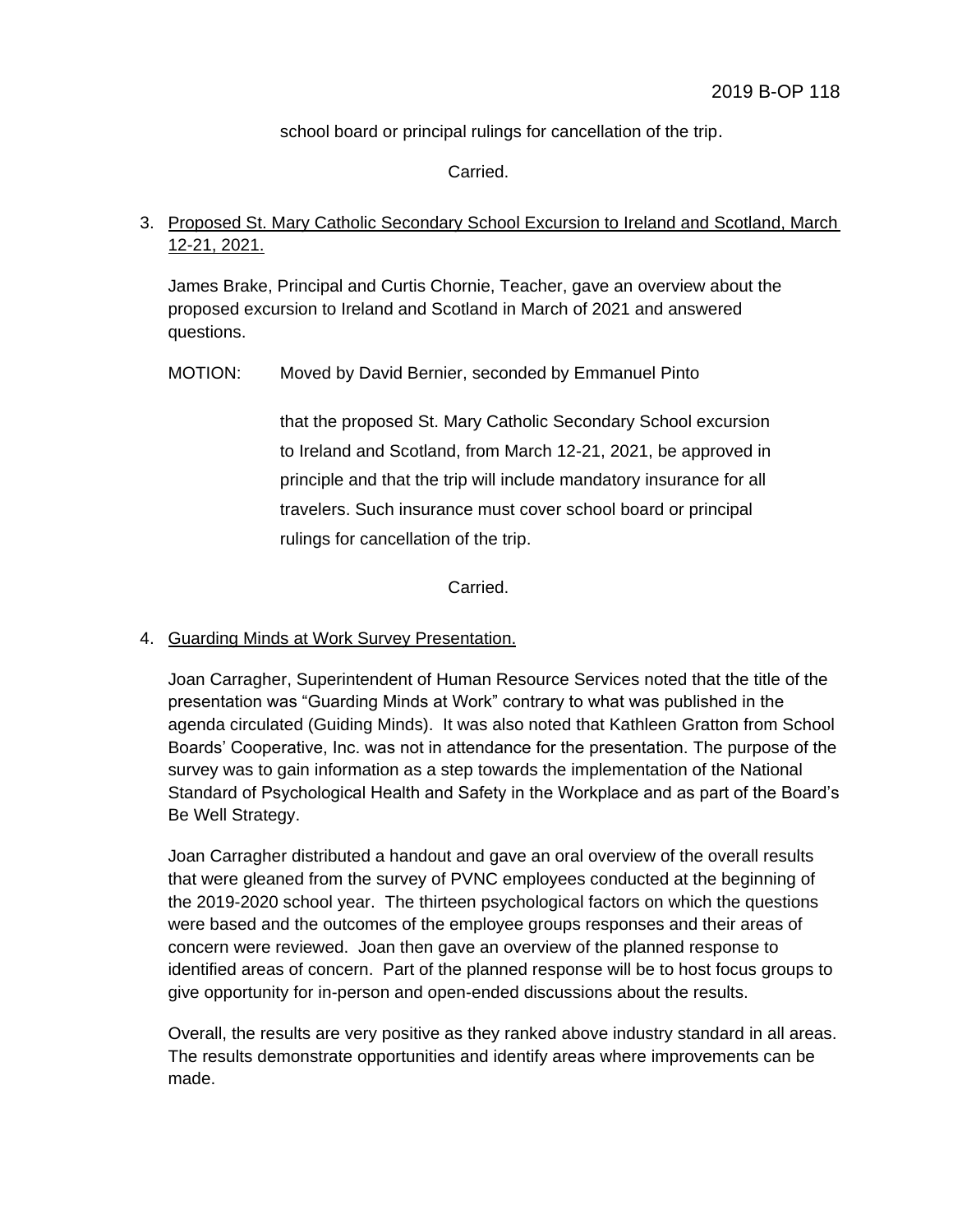school board or principal rulings for cancellation of the trip.

Carried.

3. <u>Proposed St. Mary Catholic Secondary School Excursion to Ireland and Scotland, March 12-21, 2021.</u>

   James Brake, Principal and Curtis Chornie, Teacher, gave an overview about the proposed excursion to Ireland and Scotland in March of 2021 and answered questions.

   MOTION: Moved by David Bernier, seconded by Emmanuel Pinto

   that the proposed St. Mary Catholic Secondary School excursion to Ireland and Scotland, from March 12-21, 2021, be approved in principle and that the trip will include mandatory insurance for all travelers. Such insurance must cover school board or principal rulings for cancellation of the trip.

   Carried.

4. <u>Guarding Minds at Work Survey Presentation.</u>

   Joan Carragher, Superintendent of Human Resource Services noted that the title of the presentation was “Guarding Minds at Work” contrary to what was published in the agenda circulated (Guiding Minds). It was also noted that Kathleen Gratton from School Boards’ Cooperative, Inc. was not in attendance for the presentation. The purpose of the survey was to gain information as a step towards the implementation of the National Standard of Psychological Health and Safety in the Workplace and as part of the Board’s Be Well Strategy.

   Joan Carragher distributed a handout and gave an oral overview of the overall results that were gleaned from the survey of PVNC employees conducted at the beginning of the 2019-2020 school year. The thirteen psychological factors on which the questions were based and the outcomes of the employee groups responses and their areas of concern were reviewed. Joan then gave an overview of the planned response to identified areas of concern. Part of the planned response will be to host focus groups to give opportunity for in-person and open-ended discussions about the results.

   Overall, the results are very positive as they ranked above industry standard in all areas. The results demonstrate opportunities and identify areas where improvements can be made.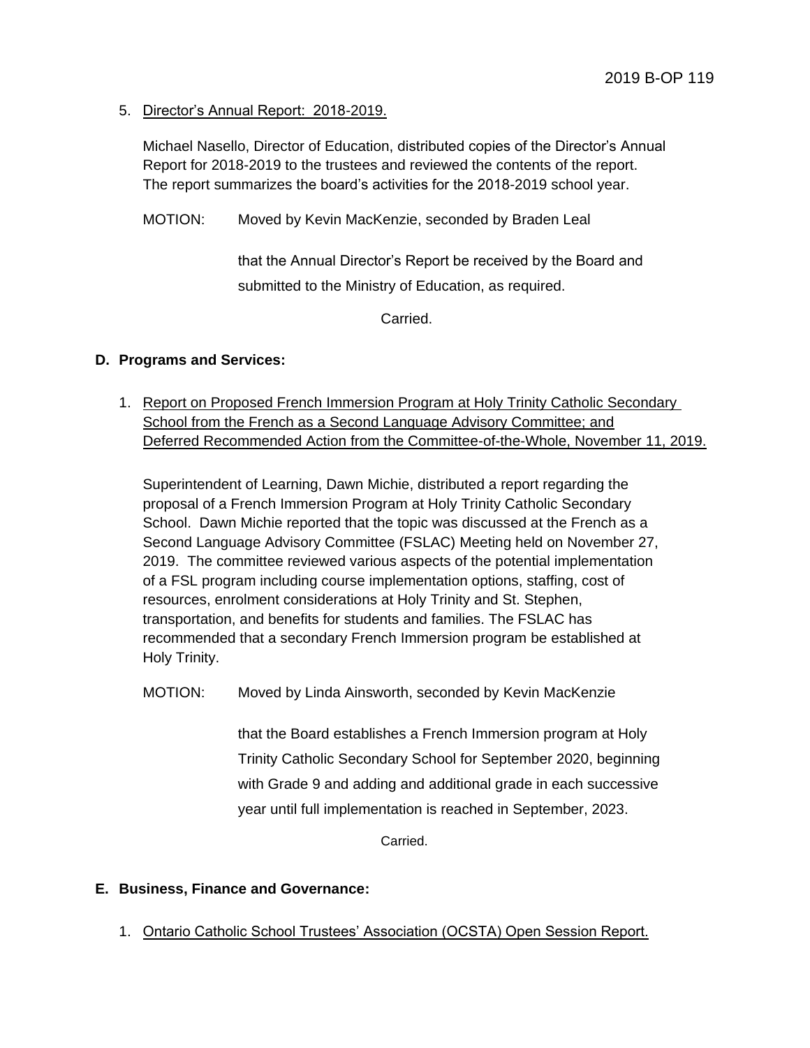5. Director's Annual Report: 2018-2019.

   Michael Nasello, Director of Education, distributed copies of the Director's Annual Report for 2018-2019 to the trustees and reviewed the contents of the report. The report summarizes the board's activities for the 2018-2019 school year.

   MOTION: Moved by Kevin MacKenzie, seconded by Braden Leal

   that the Annual Director's Report be received by the Board and submitted to the Ministry of Education, as required.

   Carried.

## D. Programs and Services:

1. Report on Proposed French Immersion Program at Holy Trinity Catholic Secondary School from the French as a Second Language Advisory Committee; and Deferred Recommended Action from the Committee-of-the-Whole, November 11, 2019.

   Superintendent of Learning, Dawn Michie, distributed a report regarding the proposal of a French Immersion Program at Holy Trinity Catholic Secondary School. Dawn Michie reported that the topic was discussed at the French as a Second Language Advisory Committee (FSLAC) Meeting held on November 27, 2019. The committee reviewed various aspects of the potential implementation of a FSL program including course implementation options, staffing, cost of resources, enrolment considerations at Holy Trinity and St. Stephen, transportation, and benefits for students and families. The FSLAC has recommended that a secondary French Immersion program be established at Holy Trinity.

   MOTION: Moved by Linda Ainsworth, seconded by Kevin MacKenzie

   that the Board establishes a French Immersion program at Holy Trinity Catholic Secondary School for September 2020, beginning with Grade 9 and adding and additional grade in each successive year until full implementation is reached in September, 2023.

   Carried.

## E. Business, Finance and Governance:

1. Ontario Catholic School Trustees' Association (OCSTA) Open Session Report.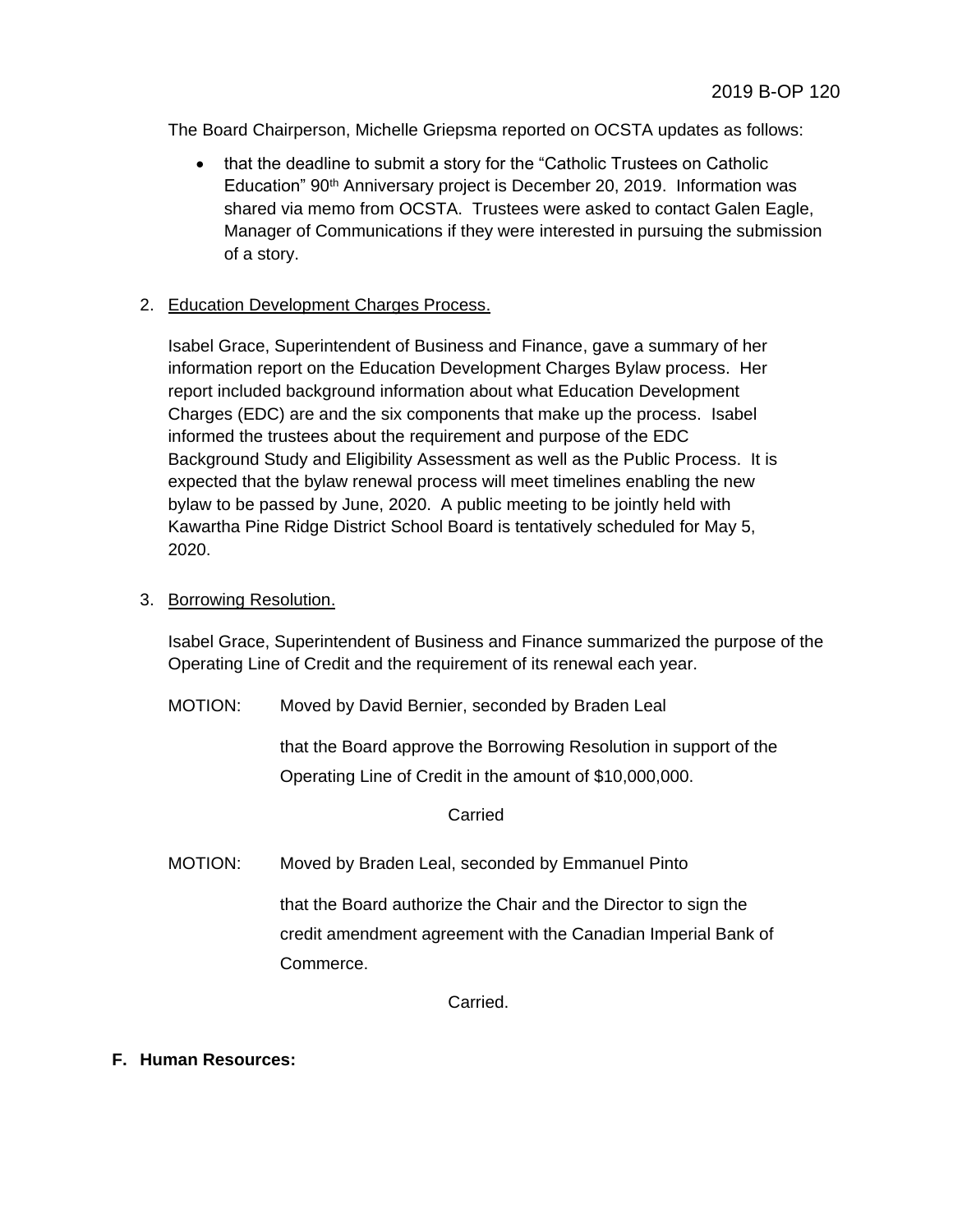The Board Chairperson, Michelle Griepsma reported on OCSTA updates as follows:

- that the deadline to submit a story for the "Catholic Trustees on Catholic Education" 90th Anniversary project is December 20, 2019. Information was shared via memo from OCSTA. Trustees were asked to contact Galen Eagle, Manager of Communications if they were interested in pursuing the submission of a story.

2. Education Development Charges Process.

   Isabel Grace, Superintendent of Business and Finance, gave a summary of her information report on the Education Development Charges Bylaw process. Her report included background information about what Education Development Charges (EDC) are and the six components that make up the process. Isabel informed the trustees about the requirement and purpose of the EDC Background Study and Eligibility Assessment as well as the Public Process. It is expected that the bylaw renewal process will meet timelines enabling the new bylaw to be passed by June, 2020. A public meeting to be jointly held with Kawartha Pine Ridge District School Board is tentatively scheduled for May 5, 2020.

3. Borrowing Resolution.

   Isabel Grace, Superintendent of Business and Finance summarized the purpose of the Operating Line of Credit and the requirement of its renewal each year.

   MOTION: Moved by David Bernier, seconded by Braden Leal

   that the Board approve the Borrowing Resolution in support of the Operating Line of Credit in the amount of $10,000,000.

   Carried

   MOTION: Moved by Braden Leal, seconded by Emmanuel Pinto

   that the Board authorize the Chair and the Director to sign the credit amendment agreement with the Canadian Imperial Bank of Commerce.

   Carried.

**F. Human Resources:**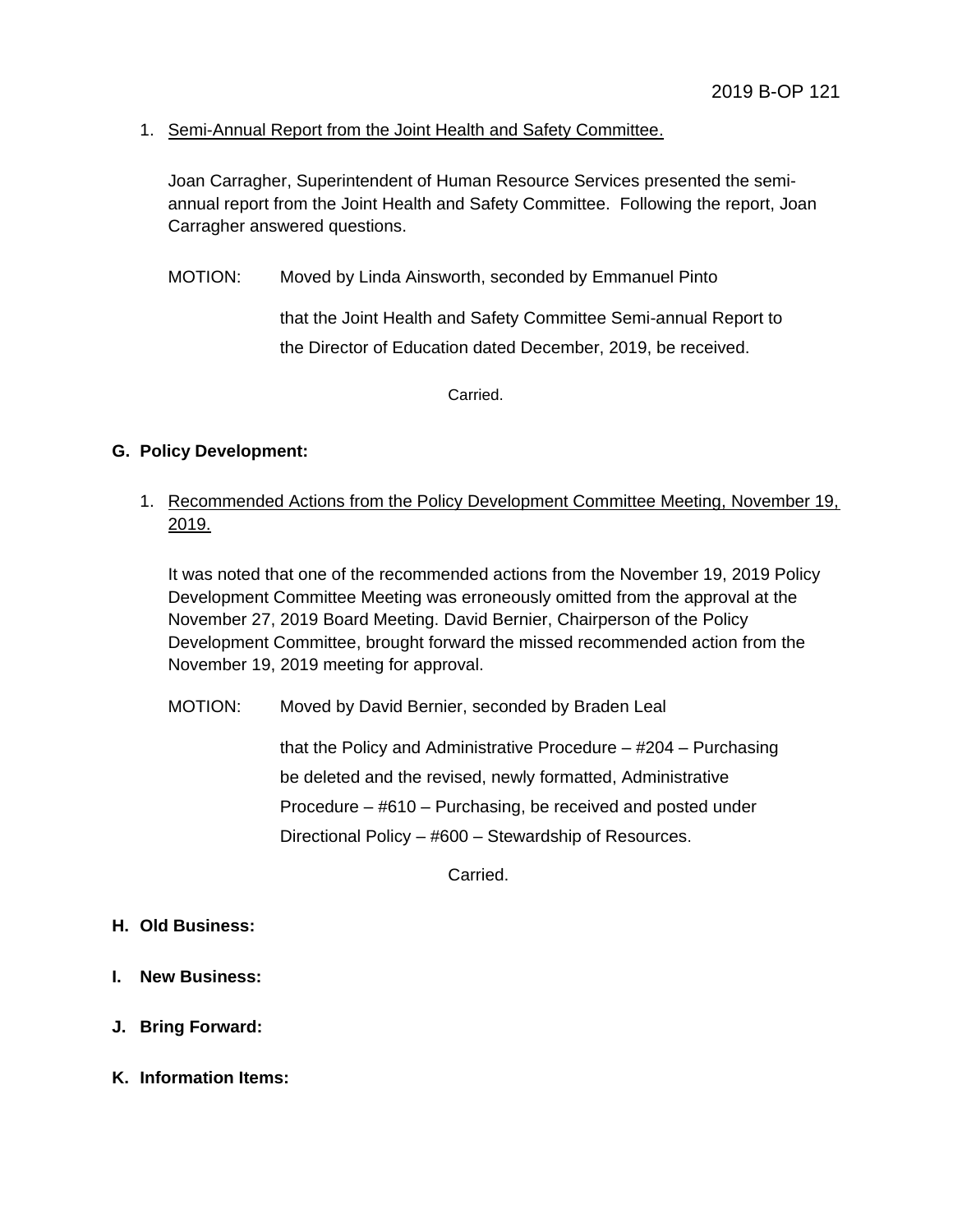2019 B-OP 121

1. <u>Semi-Annual Report from the Joint Health and Safety Committee.</u>

   Joan Carragher, Superintendent of Human Resource Services presented the semi-annual report from the Joint Health and Safety Committee. Following the report, Joan Carragher answered questions.

   MOTION: Moved by Linda Ainsworth, seconded by Emmanuel Pinto

   that the Joint Health and Safety Committee Semi-annual Report to the Director of Education dated December, 2019, be received.

   Carried.

**G. Policy Development:**

1. <u>Recommended Actions from the Policy Development Committee Meeting, November 19, 2019.</u>

   It was noted that one of the recommended actions from the November 19, 2019 Policy Development Committee Meeting was erroneously omitted from the approval at the November 27, 2019 Board Meeting. David Bernier, Chairperson of the Policy Development Committee, brought forward the missed recommended action from the November 19, 2019 meeting for approval.

   MOTION: Moved by David Bernier, seconded by Braden Leal

   that the Policy and Administrative Procedure – #204 – Purchasing be deleted and the revised, newly formatted, Administrative Procedure – #610 – Purchasing, be received and posted under Directional Policy – #600 – Stewardship of Resources.

   Carried.

**H. Old Business:**

**I. New Business:**

**J. Bring Forward:**

**K. Information Items:**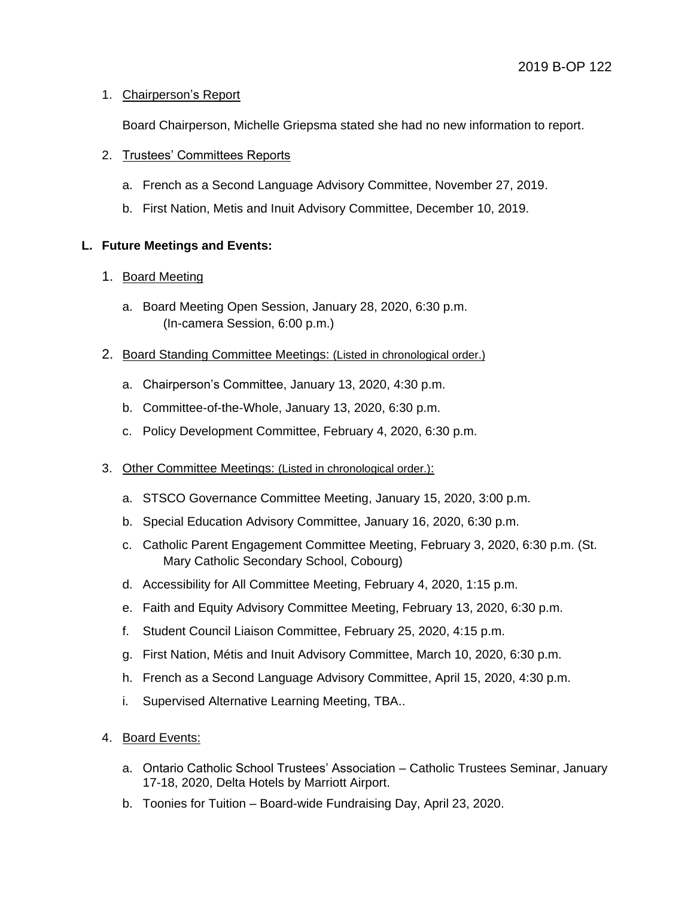1. Chairperson's Report

   Board Chairperson, Michelle Griepsma stated she had no new information to report.

2. Trustees' Committees Reports

   a. French as a Second Language Advisory Committee, November 27, 2019.

   b. First Nation, Metis and Inuit Advisory Committee, December 10, 2019.

**L. Future Meetings and Events:**

1. Board Meeting

   a. Board Meeting Open Session, January 28, 2020, 6:30 p.m. (In-camera Session, 6:00 p.m.)

2. Board Standing Committee Meetings: (Listed in chronological order.)

   a. Chairperson's Committee, January 13, 2020, 4:30 p.m.

   b. Committee-of-the-Whole, January 13, 2020, 6:30 p.m.

   c. Policy Development Committee, February 4, 2020, 6:30 p.m.

3. Other Committee Meetings: (Listed in chronological order.):

   a. STSCO Governance Committee Meeting, January 15, 2020, 3:00 p.m.

   b. Special Education Advisory Committee, January 16, 2020, 6:30 p.m.

   c. Catholic Parent Engagement Committee Meeting, February 3, 2020, 6:30 p.m. (St. Mary Catholic Secondary School, Cobourg)

   d. Accessibility for All Committee Meeting, February 4, 2020, 1:15 p.m.

   e. Faith and Equity Advisory Committee Meeting, February 13, 2020, 6:30 p.m.

   f. Student Council Liaison Committee, February 25, 2020, 4:15 p.m.

   g. First Nation, Métis and Inuit Advisory Committee, March 10, 2020, 6:30 p.m.

   h. French as a Second Language Advisory Committee, April 15, 2020, 4:30 p.m.

   i. Supervised Alternative Learning Meeting, TBA..

4. Board Events:

   a. Ontario Catholic School Trustees' Association – Catholic Trustees Seminar, January 17-18, 2020, Delta Hotels by Marriott Airport.

   b. Toonies for Tuition – Board-wide Fundraising Day, April 23, 2020.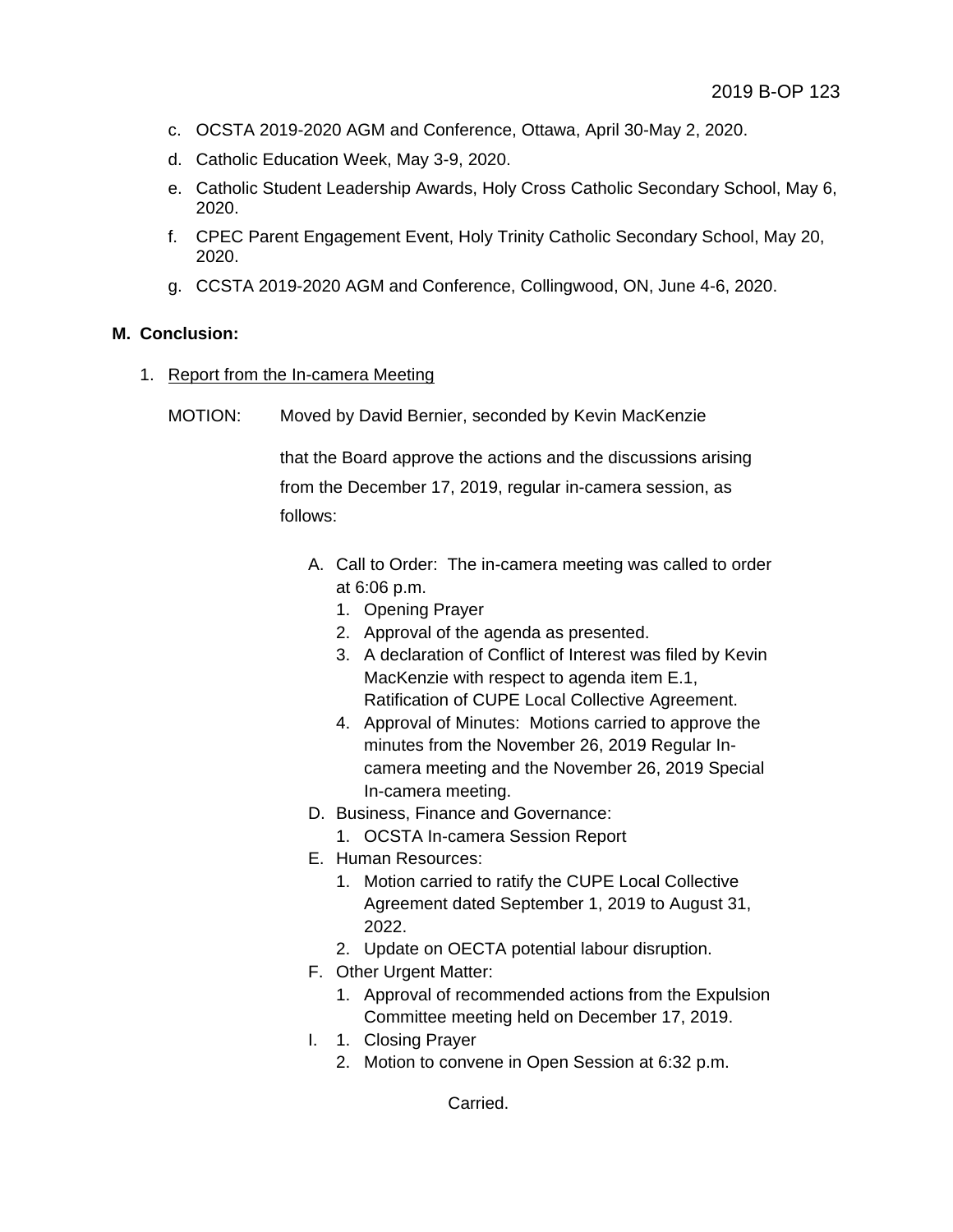c. OCSTA 2019-2020 AGM and Conference, Ottawa, April 30-May 2, 2020.
d. Catholic Education Week, May 3-9, 2020.
e. Catholic Student Leadership Awards, Holy Cross Catholic Secondary School, May 6, 2020.
f. CPEC Parent Engagement Event, Holy Trinity Catholic Secondary School, May 20, 2020.
g. CCSTA 2019-2020 AGM and Conference, Collingwood, ON, June 4-6, 2020.

**M. Conclusion:**

1. Report from the In-camera Meeting

MOTION: Moved by David Bernier, seconded by Kevin MacKenzie

that the Board approve the actions and the discussions arising from the December 17, 2019, regular in-camera session, as follows:

A. Call to Order: The in-camera meeting was called to order at 6:06 p.m.
   1. Opening Prayer
   2. Approval of the agenda as presented.
   3. A declaration of Conflict of Interest was filed by Kevin MacKenzie with respect to agenda item E.1, Ratification of CUPE Local Collective Agreement.
   4. Approval of Minutes: Motions carried to approve the minutes from the November 26, 2019 Regular In-camera meeting and the November 26, 2019 Special In-camera meeting.

D. Business, Finance and Governance:
   1. OCSTA In-camera Session Report

E. Human Resources:
   1. Motion carried to ratify the CUPE Local Collective Agreement dated September 1, 2019 to August 31, 2022.
   2. Update on OECTA potential labour disruption.

F. Other Urgent Matter:
   1. Approval of recommended actions from the Expulsion Committee meeting held on December 17, 2019.

I. 1. Closing Prayer
   2. Motion to convene in Open Session at 6:32 p.m.

Carried.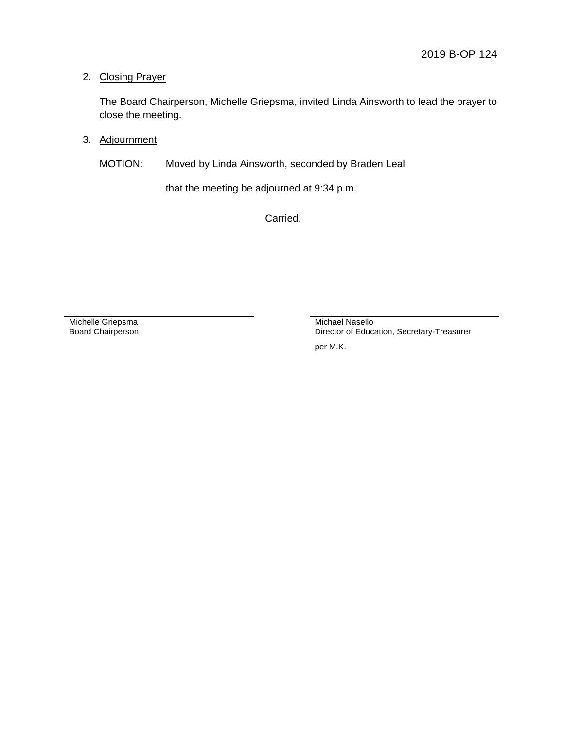2. Closing Prayer

   The Board Chairperson, Michelle Griepsma, invited Linda Ainsworth to lead the prayer to close the meeting.

3. Adjournment

   MOTION: Moved by Linda Ainsworth, seconded by Braden Leal

   that the meeting be adjourned at 9:34 p.m.

   Carried.

Michelle Griepsma
Board Chairperson

Michael Nasello
Director of Education, Secretary-Treasurer

per M.K.